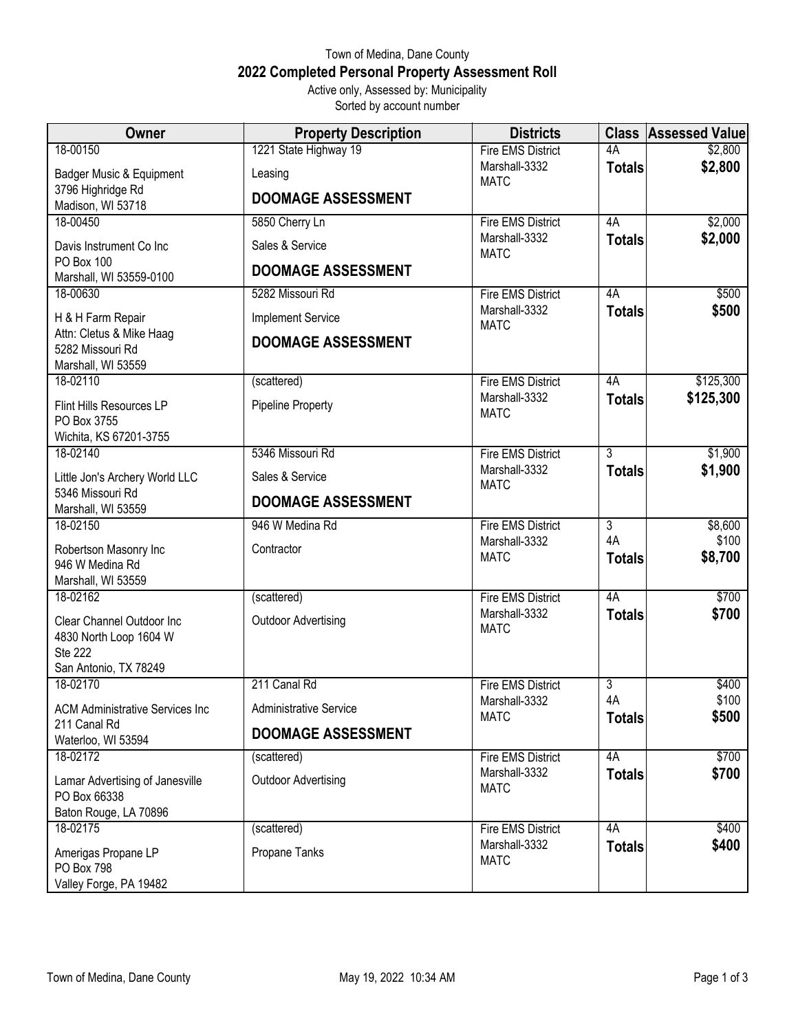Town of Medina, Dane County

# 2022 Completed Personal Property Assessment Roll

Active only, Assessed by: Municipality

Sorted by account number

| Owner | Property Description | Districts | Class | Assessed Value |
|---|---|---|---|---|
| 18-00150<br>Badger Music & Equipment<br>3796 Highridge Rd<br>Madison, WI 53718 | 1221 State Highway 19<br>Leasing<br>**DOOMAGE ASSESSMENT** | Fire EMS District<br>Marshall-3332<br>MATC | 4A<br>**Totals** | $2,800<br>**$2,800** |
| 18-00450<br>Davis Instrument Co Inc<br>PO Box 100<br>Marshall, WI 53559-0100 | 5850 Cherry Ln<br>Sales & Service<br>**DOOMAGE ASSESSMENT** | Fire EMS District<br>Marshall-3332<br>MATC | 4A<br>**Totals** | $2,000<br>**$2,000** |
| 18-00630<br>H & H Farm Repair<br>Attn: Cletus & Mike Haag<br>5282 Missouri Rd<br>Marshall, WI 53559 | 5282 Missouri Rd<br>Implement Service<br>**DOOMAGE ASSESSMENT** | Fire EMS District<br>Marshall-3332<br>MATC | 4A<br>**Totals** | $500<br>**$500** |
| 18-02110<br>Flint Hills Resources LP<br>PO Box 3755<br>Wichita, KS 67201-3755 | (scattered)<br>Pipeline Property | Fire EMS District<br>Marshall-3332<br>MATC | 4A<br>**Totals** | $125,300<br>**$125,300** |
| 18-02140<br>Little Jon's Archery World LLC<br>5346 Missouri Rd<br>Marshall, WI 53559 | 5346 Missouri Rd<br>Sales & Service<br>**DOOMAGE ASSESSMENT** | Fire EMS District<br>Marshall-3332<br>MATC | 3<br>**Totals** | $1,900<br>**$1,900** |
| 18-02150<br>Robertson Masonry Inc<br>946 W Medina Rd<br>Marshall, WI 53559 | 946 W Medina Rd<br>Contractor | Fire EMS District<br>Marshall-3332<br>MATC | 3<br>4A<br>**Totals** | $8,600<br>$100<br>**$8,700** |
| 18-02162<br>Clear Channel Outdoor Inc<br>4830 North Loop 1604 W<br>Ste 222<br>San Antonio, TX 78249 | (scattered)<br>Outdoor Advertising | Fire EMS District<br>Marshall-3332<br>MATC | 4A<br>**Totals** | $700<br>**$700** |
| 18-02170<br>ACM Administrative Services Inc<br>211 Canal Rd<br>Waterloo, WI 53594 | 211 Canal Rd<br>Administrative Service<br>**DOOMAGE ASSESSMENT** | Fire EMS District<br>Marshall-3332<br>MATC | 3<br>4A<br>**Totals** | $400<br>$100<br>**$500** |
| 18-02172<br>Lamar Advertising of Janesville<br>PO Box 66338<br>Baton Rouge, LA 70896 | (scattered)<br>Outdoor Advertising | Fire EMS District<br>Marshall-3332<br>MATC | 4A<br>**Totals** | $700<br>**$700** |
| 18-02175<br>Amerigas Propane LP<br>PO Box 798<br>Valley Forge, PA 19482 | (scattered)<br>Propane Tanks | Fire EMS District<br>Marshall-3332<br>MATC | 4A<br>**Totals** | $400<br>**$400** |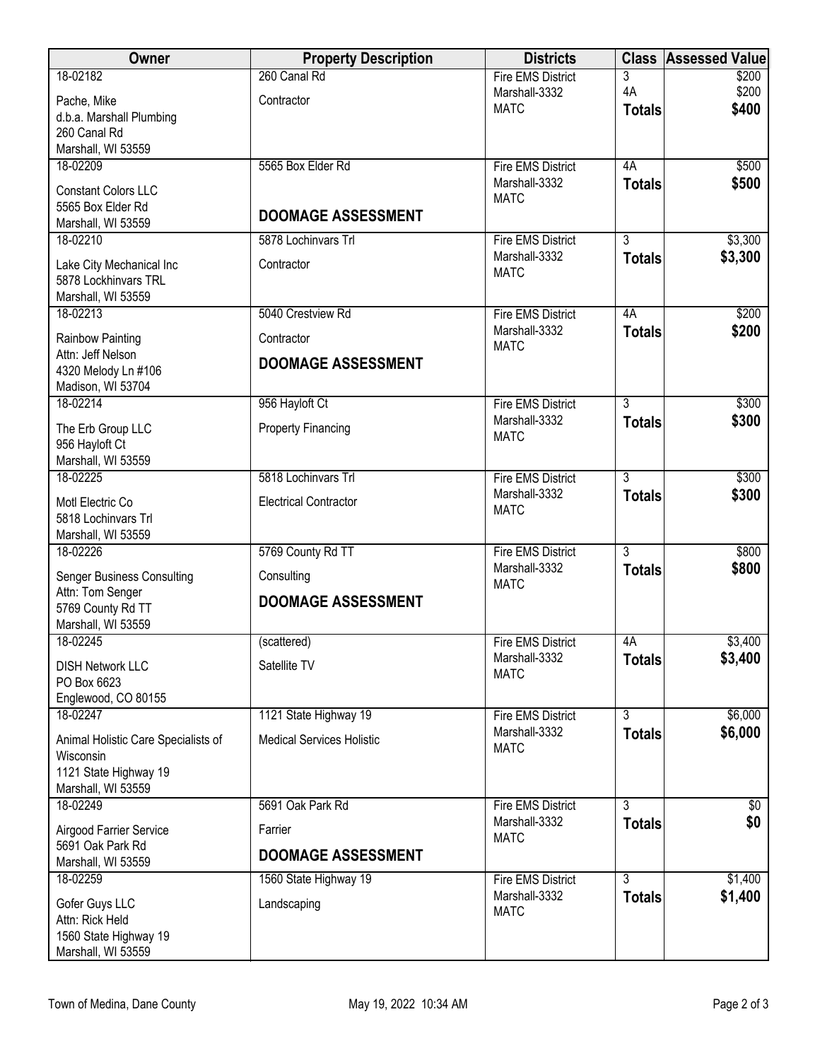| Owner | Property Description | Districts | Class | Assessed Value |
|---|---|---|---|---|
| 18-02182<br>Pache, Mike<br>d.b.a. Marshall Plumbing<br>260 Canal Rd<br>Marshall, WI 53559 | 260 Canal Rd<br>Contractor | Fire EMS District<br>Marshall-3332<br>MATC | 3<br>4A<br>**Totals** | $200<br>$200<br>**$400** |
| 18-02209<br>Constant Colors LLC<br>5565 Box Elder Rd<br>Marshall, WI 53559 | 5565 Box Elder Rd<br>**DOOMAGE ASSESSMENT** | Fire EMS District<br>Marshall-3332<br>MATC | 4A<br>**Totals** | $500<br>**$500** |
| 18-02210<br>Lake City Mechanical Inc<br>5878 Lockhinvars TRL<br>Marshall, WI 53559 | 5878 Lochinvars Trl<br>Contractor | Fire EMS District<br>Marshall-3332<br>MATC | 3<br>**Totals** | $3,300<br>**$3,300** |
| 18-02213<br>Rainbow Painting<br>Attn: Jeff Nelson<br>4320 Melody Ln #106<br>Madison, WI 53704 | 5040 Crestview Rd<br>Contractor<br>**DOOMAGE ASSESSMENT** | Fire EMS District<br>Marshall-3332<br>MATC | 4A<br>**Totals** | $200<br>**$200** |
| 18-02214<br>The Erb Group LLC<br>956 Hayloft Ct<br>Marshall, WI 53559 | 956 Hayloft Ct<br>Property Financing | Fire EMS District<br>Marshall-3332<br>MATC | 3<br>**Totals** | $300<br>**$300** |
| 18-02225<br>Motl Electric Co<br>5818 Lochinvars Trl<br>Marshall, WI 53559 | 5818 Lochinvars Trl<br>Electrical Contractor | Fire EMS District<br>Marshall-3332<br>MATC | 3<br>**Totals** | $300<br>**$300** |
| 18-02226<br>Senger Business Consulting<br>Attn: Tom Senger<br>5769 County Rd TT<br>Marshall, WI 53559 | 5769 County Rd TT<br>Consulting<br>**DOOMAGE ASSESSMENT** | Fire EMS District<br>Marshall-3332<br>MATC | 3<br>**Totals** | $800<br>**$800** |
| 18-02245<br>DISH Network LLC<br>PO Box 6623<br>Englewood, CO 80155 | (scattered)<br>Satellite TV | Fire EMS District<br>Marshall-3332<br>MATC | 4A<br>**Totals** | $3,400<br>**$3,400** |
| 18-02247<br>Animal Holistic Care Specialists of Wisconsin<br>1121 State Highway 19<br>Marshall, WI 53559 | 1121 State Highway 19<br>Medical Services Holistic | Fire EMS District<br>Marshall-3332<br>MATC | 3<br>**Totals** | $6,000<br>**$6,000** |
| 18-02249<br>Airgood Farrier Service<br>5691 Oak Park Rd<br>Marshall, WI 53559 | 5691 Oak Park Rd<br>Farrier<br>**DOOMAGE ASSESSMENT** | Fire EMS District<br>Marshall-3332<br>MATC | 3<br>**Totals** | $0<br>**$0** |
| 18-02259<br>Gofer Guys LLC<br>Attn: Rick Held<br>1560 State Highway 19<br>Marshall, WI 53559 | 1560 State Highway 19<br>Landscaping | Fire EMS District<br>Marshall-3332<br>MATC | 3<br>**Totals** | $1,400<br>**$1,400** |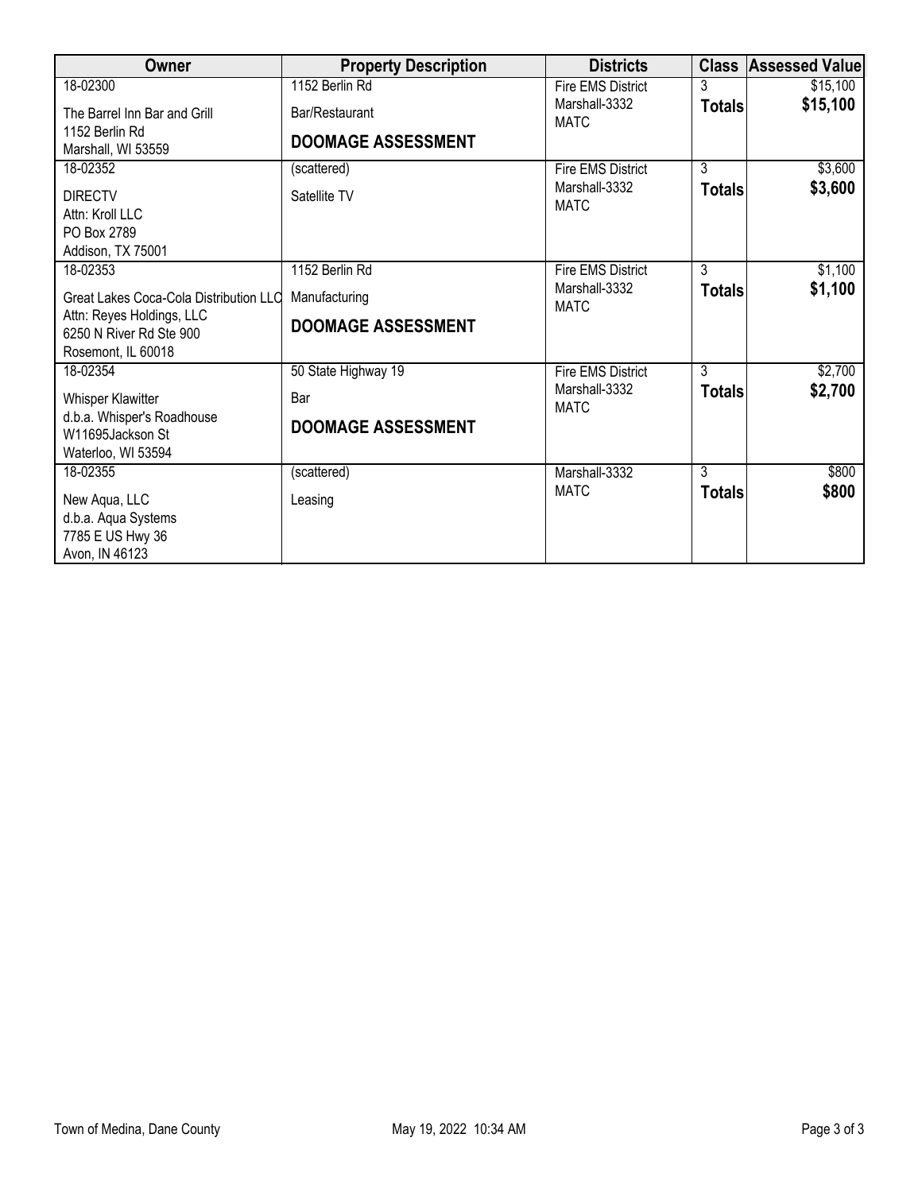| Owner | Property Description | Districts | Class | Assessed Value |
|---|---|---|---|---|
| 18-02300<br>The Barrel Inn Bar and Grill<br>1152 Berlin Rd<br>Marshall, WI 53559 | 1152 Berlin Rd<br>Bar/Restaurant<br>**DOOMAGE ASSESSMENT** | Fire EMS District<br>Marshall-3332<br>MATC | 3<br>**Totals** | $15,100<br>**$15,100** |
| 18-02352<br>DIRECTV<br>Attn: Kroll LLC<br>PO Box 2789<br>Addison, TX 75001 | (scattered)<br>Satellite TV | Fire EMS District<br>Marshall-3332<br>MATC | 3<br>**Totals** | $3,600<br>**$3,600** |
| 18-02353<br>Great Lakes Coca-Cola Distribution LLC<br>Attn: Reyes Holdings, LLC<br>6250 N River Rd Ste 900<br>Rosemont, IL 60018 | 1152 Berlin Rd<br>Manufacturing<br>**DOOMAGE ASSESSMENT** | Fire EMS District<br>Marshall-3332<br>MATC | 3<br>**Totals** | $1,100<br>**$1,100** |
| 18-02354<br>Whisper Klawitter<br>d.b.a. Whisper's Roadhouse<br>W11695Jackson St<br>Waterloo, WI 53594 | 50 State Highway 19<br>Bar<br>**DOOMAGE ASSESSMENT** | Fire EMS District<br>Marshall-3332<br>MATC | 3<br>**Totals** | $2,700<br>**$2,700** |
| 18-02355<br>New Aqua, LLC<br>d.b.a. Aqua Systems<br>7785 E US Hwy 36<br>Avon, IN 46123 | (scattered)<br>Leasing | Marshall-3332<br>MATC | 3<br>**Totals** | $800<br>**$800** |